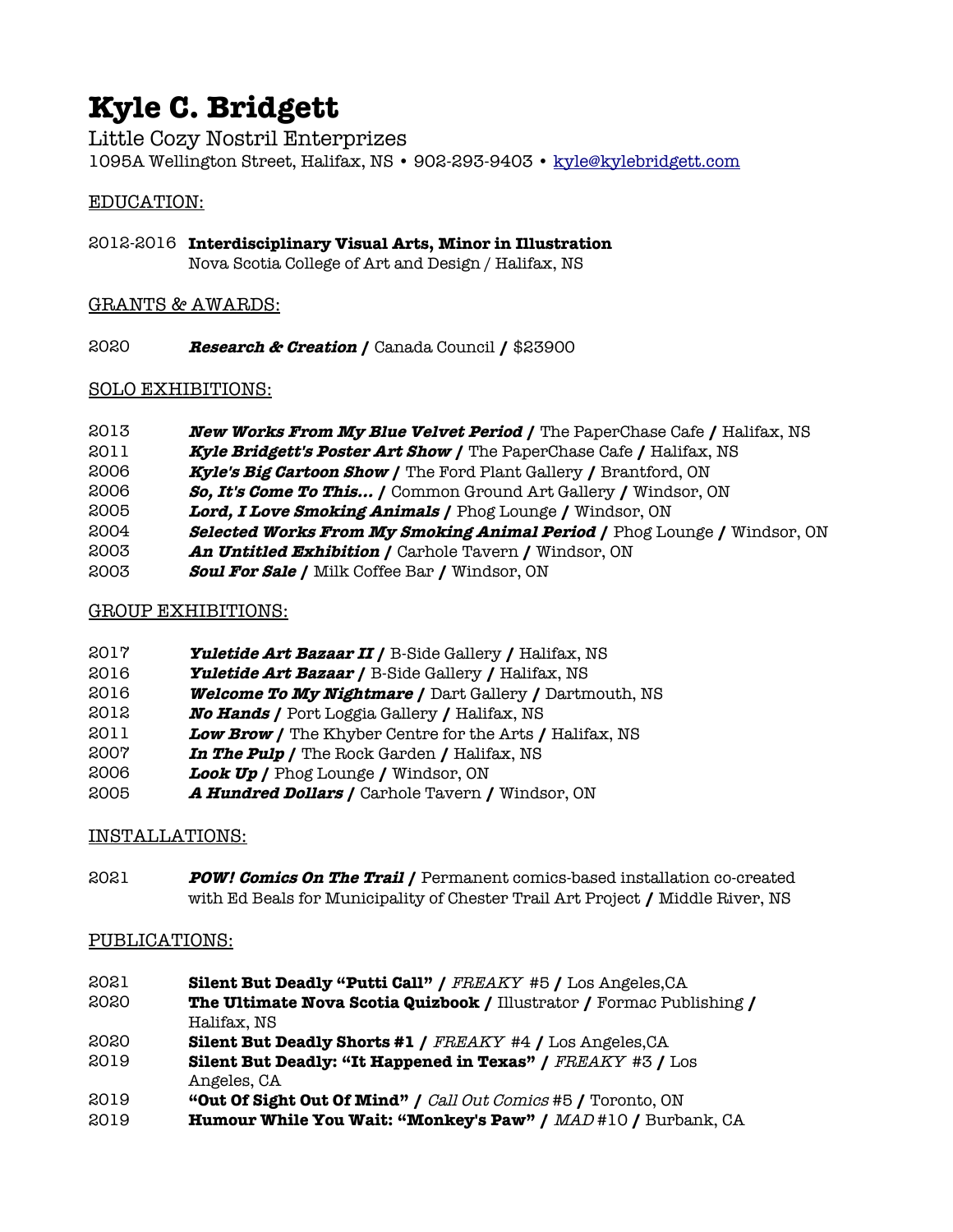# Kyle C. Bridgett

Little Cozy Nostril Enterprizes
1095A Wellington Street, Halifax, NS • 902-293-9403 • kyle@kylebridgett.com

## EDUCATION:

2012-2016 **Interdisciplinary Visual Arts, Minor in Illustration**
Nova Scotia College of Art and Design / Halifax, NS

## GRANTS & AWARDS:

2020 ***Research & Creation*** **/** Canada Council **/** $23900

## SOLO EXHIBITIONS:

- 2013 ***New Works From My Blue Velvet Period*** **/** The PaperChase Cafe **/** Halifax, NS
- 2011 ***Kyle Bridgett's Poster Art Show*** **/** The PaperChase Cafe **/** Halifax, NS
- 2006 ***Kyle's Big Cartoon Show*** **/** The Ford Plant Gallery **/** Brantford, ON
- 2006 ***So, It's Come To This...*** **/** Common Ground Art Gallery **/** Windsor, ON
- 2005 ***Lord, I Love Smoking Animals*** **/** Phog Lounge **/** Windsor, ON
- 2004 ***Selected Works From My Smoking Animal Period*** **/** Phog Lounge **/** Windsor, ON
- 2003 ***An Untitled Exhibition*** **/** Carhole Tavern **/** Windsor, ON
- 2003 ***Soul For Sale*** **/** Milk Coffee Bar **/** Windsor, ON

## GROUP EXHIBITIONS:

- 2017 ***Yuletide Art Bazaar II*** **/** B-Side Gallery **/** Halifax, NS
- 2016 ***Yuletide Art Bazaar*** **/** B-Side Gallery **/** Halifax, NS
- 2016 ***Welcome To My Nightmare*** **/** Dart Gallery **/** Dartmouth, NS
- 2012 ***No Hands*** **/** Port Loggia Gallery **/** Halifax, NS
- 2011 ***Low Brow*** **/** The Khyber Centre for the Arts **/** Halifax, NS
- 2007 ***In The Pulp*** **/** The Rock Garden **/** Halifax, NS
- 2006 ***Look Up*** **/** Phog Lounge **/** Windsor, ON
- 2005 ***A Hundred Dollars*** **/** Carhole Tavern **/** Windsor, ON

## INSTALLATIONS:

2021 ***POW! Comics On The Trail*** **/** Permanent comics-based installation co-created with Ed Beals for Municipality of Chester Trail Art Project **/** Middle River, NS

## PUBLICATIONS:

- 2021 **Silent But Deadly "Putti Call" /** *FREAKY* #5 **/** Los Angeles,CA
- 2020 **The Ultimate Nova Scotia Quizbook /** Illustrator **/** Formac Publishing **/** Halifax, NS
- 2020 **Silent But Deadly Shorts #1 /** *FREAKY* #4 **/** Los Angeles,CA
- 2019 **Silent But Deadly: "It Happened in Texas" /** *FREAKY* #3 **/** Los Angeles, CA
- 2019 **"Out Of Sight Out Of Mind" /** *Call Out Comics* #5 **/** Toronto, ON
- 2019 **Humour While You Wait: "Monkey's Paw" /** *MAD* #10 **/** Burbank, CA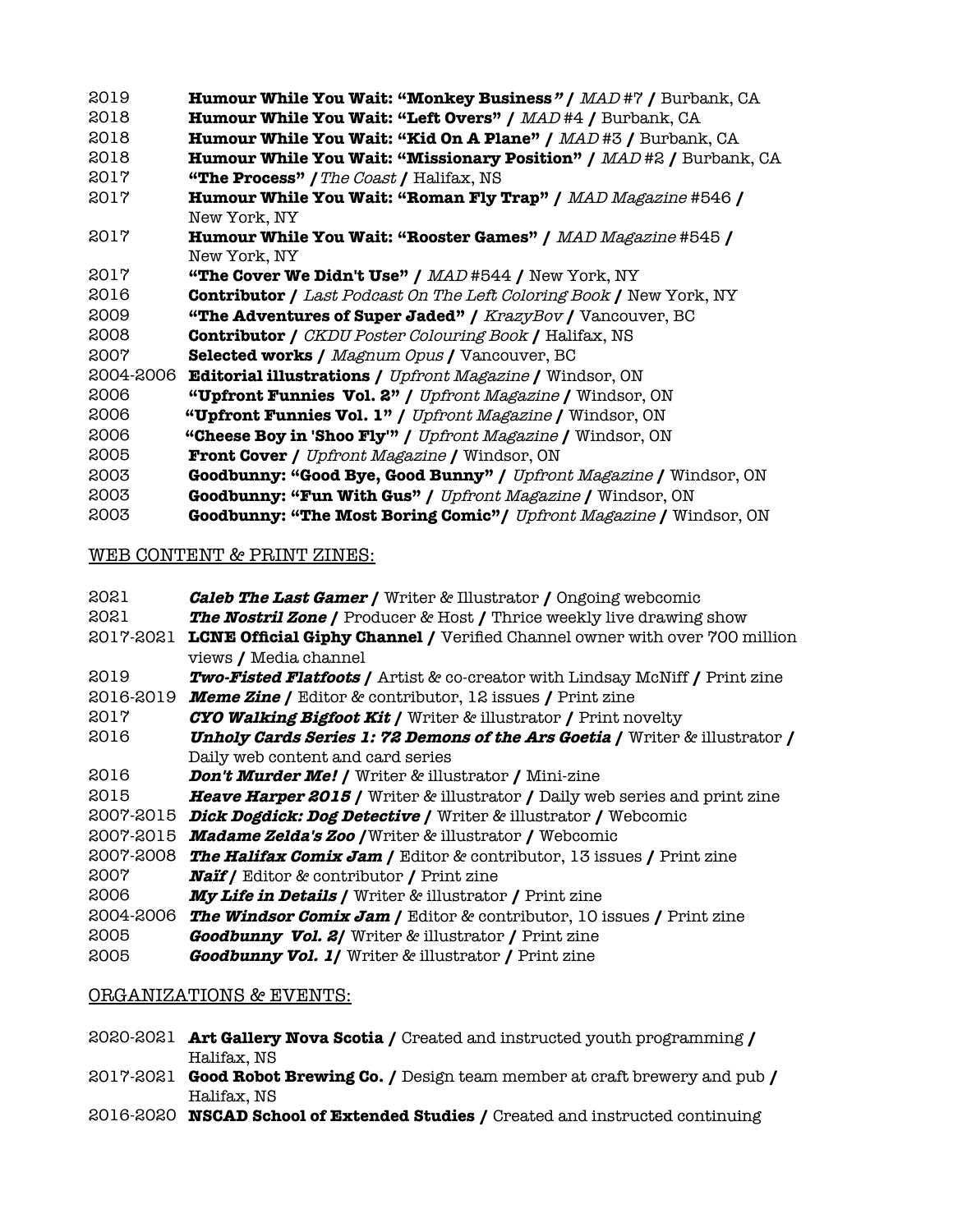2019 **Humour While You Wait: "Monkey Business"** / *MAD* #7 / Burbank, CA
2018 **Humour While You Wait: "Left Overs"** / *MAD* #4 / Burbank, CA
2018 **Humour While You Wait: "Kid On A Plane"** / *MAD* #3 / Burbank, CA
2018 **Humour While You Wait: "Missionary Position"** / *MAD* #2 / Burbank, CA
2017 **"The Process"** / *The Coast* / Halifax, NS
2017 **Humour While You Wait: "Roman Fly Trap"** / *MAD Magazine* #546 / New York, NY
2017 **Humour While You Wait: "Rooster Games"** / *MAD Magazine* #545 / New York, NY
2017 **"The Cover We Didn't Use"** / *MAD* #544 / New York, NY
2016 **Contributor** / *Last Podcast On The Left Coloring Book* / New York, NY
2009 **"The Adventures of Super Jaded"** / *KrazyBov* / Vancouver, BC
2008 **Contributor** / *CKDU Poster Colouring Book* / Halifax, NS
2007 **Selected works** / *Magnum Opus* / Vancouver, BC
2004-2006 **Editorial illustrations** / *Upfront Magazine* / Windsor, ON
2006 **"Upfront Funnies Vol. 2"** / *Upfront Magazine* / Windsor, ON
2006 **"Upfront Funnies Vol. 1"** / *Upfront Magazine* / Windsor, ON
2006 **"Cheese Boy in 'Shoo Fly'"** / *Upfront Magazine* / Windsor, ON
2005 **Front Cover** / *Upfront Magazine* / Windsor, ON
2003 **Goodbunny: "Good Bye, Good Bunny"** / *Upfront Magazine* / Windsor, ON
2003 **Goodbunny: "Fun With Gus"** / *Upfront Magazine* / Windsor, ON
2003 **Goodbunny: "The Most Boring Comic"**/ *Upfront Magazine* / Windsor, ON

## WEB CONTENT & PRINT ZINES:

2021 ***Caleb The Last Gamer*** / Writer & Illustrator / Ongoing webcomic
2021 ***The Nostril Zone*** / Producer & Host / Thrice weekly live drawing show
2017-2021 **LCNE Official Giphy Channel** / Verified Channel owner with over 700 million views / Media channel
2019 ***Two-Fisted Flatfoots*** / Artist & co-creator with Lindsay McNiff / Print zine
2016-2019 ***Meme Zine*** / Editor & contributor, 12 issues / Print zine
2017 ***CYO Walking Bigfoot Kit*** / Writer & illustrator / Print novelty
2016 ***Unholy Cards Series 1: 72 Demons of the Ars Goetia*** / Writer & illustrator / Daily web content and card series
2016 ***Don't Murder Me!*** / Writer & illustrator / Mini-zine
2015 ***Heave Harper 2015*** / Writer & illustrator / Daily web series and print zine
2007-2015 ***Dick Dogdick: Dog Detective*** / Writer & illustrator / Webcomic
2007-2015 ***Madame Zelda's Zoo*** /Writer & illustrator / Webcomic
2007-2008 ***The Halifax Comix Jam*** / Editor & contributor, 13 issues / Print zine
2007 ***Naif*** / Editor & contributor / Print zine
2006 ***My Life in Details*** / Writer & illustrator / Print zine
2004-2006 ***The Windsor Comix Jam*** / Editor & contributor, 10 issues / Print zine
2005 ***Goodbunny Vol. 2***/ Writer & illustrator / Print zine
2005 ***Goodbunny Vol. 1***/ Writer & illustrator / Print zine

## ORGANIZATIONS & EVENTS:

2020-2021 **Art Gallery Nova Scotia** / Created and instructed youth programming / Halifax, NS
2017-2021 **Good Robot Brewing Co.** / Design team member at craft brewery and pub / Halifax, NS
2016-2020 **NSCAD School of Extended Studies** / Created and instructed continuing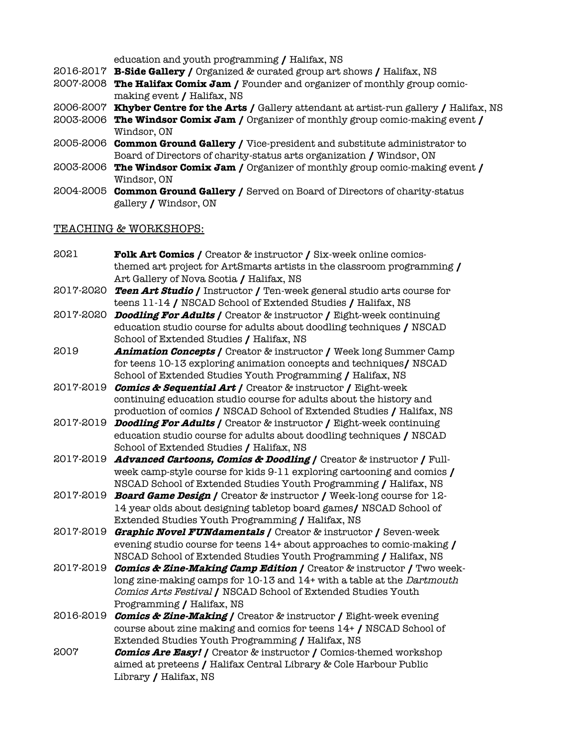education and youth programming **/** Halifax, NS

2016-2017 **B-Side Gallery /** Organized & curated group art shows **/** Halifax, NS

2007-2008 **The Halifax Comix Jam /** Founder and organizer of monthly group comic-making event **/** Halifax, NS

2006-2007 **Khyber Centre for the Arts /** Gallery attendant at artist-run gallery **/** Halifax, NS

2003-2006 **The Windsor Comix Jam /** Organizer of monthly group comic-making event **/** Windsor, ON

2005-2006 **Common Ground Gallery /** Vice-president and substitute administrator to Board of Directors of charity-status arts organization **/** Windsor, ON

2003-2006 **The Windsor Comix Jam /** Organizer of monthly group comic-making event **/** Windsor, ON

2004-2005 **Common Ground Gallery /** Served on Board of Directors of charity-status gallery **/** Windsor, ON

## TEACHING & WORKSHOPS:

2021 **Folk Art Comics /** Creator & instructor **/** Six-week online comics-themed art project for ArtSmarts artists in the classroom programming **/** Art Gallery of Nova Scotia **/** Halifax, NS

2017-2020 ***Teen Art Studio* /** Instructor **/** Ten-week general studio arts course for teens 11-14 **/** NSCAD School of Extended Studies **/** Halifax, NS

2017-2020 ***Doodling For Adults* /** Creator & instructor **/** Eight-week continuing education studio course for adults about doodling techniques **/** NSCAD School of Extended Studies **/** Halifax, NS

2019 ***Animation Concepts* /** Creator & instructor **/** Week long Summer Camp for teens 10-13 exploring animation concepts and techniques**/** NSCAD School of Extended Studies Youth Programming **/** Halifax, NS

2017-2019 ***Comics & Sequential Art* /** Creator & instructor **/** Eight-week continuing education studio course for adults about the history and production of comics **/** NSCAD School of Extended Studies **/** Halifax, NS

2017-2019 ***Doodling For Adults* /** Creator & instructor **/** Eight-week continuing education studio course for adults about doodling techniques **/** NSCAD School of Extended Studies **/** Halifax, NS

2017-2019 ***Advanced Cartoons, Comics & Doodling* /** Creator & instructor **/** Full-week camp-style course for kids 9-11 exploring cartooning and comics **/** NSCAD School of Extended Studies Youth Programming **/** Halifax, NS

2017-2019 ***Board Game Design* /** Creator & instructor **/** Week-long course for 12-14 year olds about designing tabletop board games**/** NSCAD School of Extended Studies Youth Programming **/** Halifax, NS

2017-2019 ***Graphic Novel FUNdamentals* /** Creator & instructor **/** Seven-week evening studio course for teens 14+ about approaches to comic-making **/** NSCAD School of Extended Studies Youth Programming **/** Halifax, NS

2017-2019 ***Comics & Zine-Making Camp Edition* /** Creator & instructor **/** Two week-long zine-making camps for 10-13 and 14+ with a table at the *Dartmouth Comics Arts Festival* **/** NSCAD School of Extended Studies Youth Programming **/** Halifax, NS

2016-2019 ***Comics & Zine-Making* /** Creator & instructor **/** Eight-week evening course about zine making and comics for teens 14+ **/** NSCAD School of Extended Studies Youth Programming **/** Halifax, NS

2007 ***Comics Are Easy!* /** Creator & instructor **/** Comics-themed workshop aimed at preteens **/** Halifax Central Library & Cole Harbour Public Library **/** Halifax, NS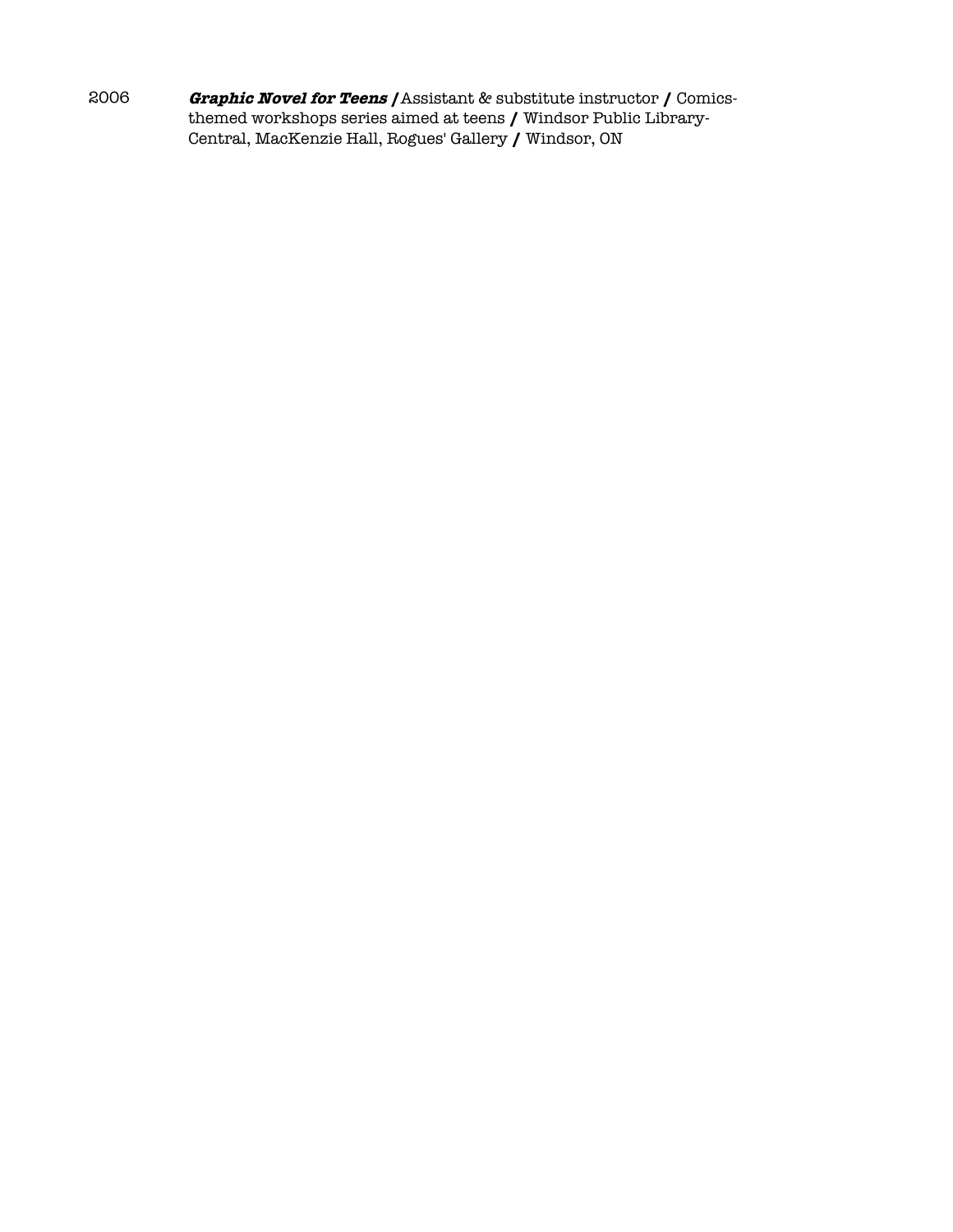2006 ***Graphic Novel for Teens*** **/** Assistant & substitute instructor **/** Comics-themed workshops series aimed at teens **/** Windsor Public Library-Central, MacKenzie Hall, Rogues' Gallery **/** Windsor, ON